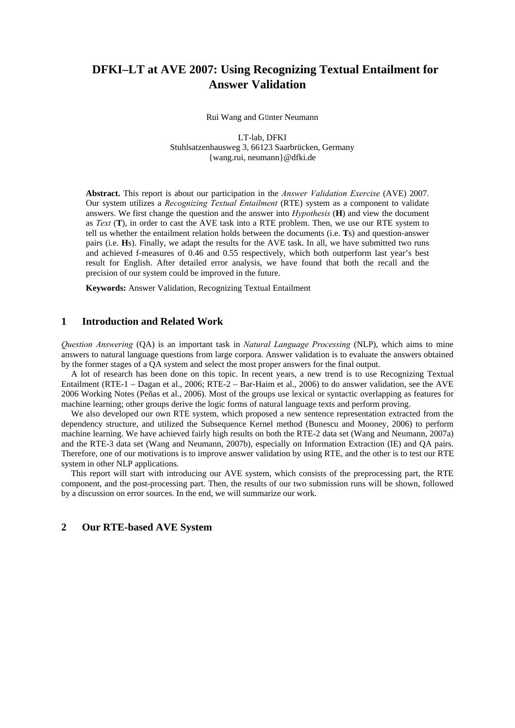# DFKI–LT at AVE 2007: Using Recognizing Textual Entailment for Answer Validation

Rui Wang and Günter Neumann

LT-lab, DFKI
Stuhlsatzenhausweg 3, 66123 Saarbrücken, Germany
{wang.rui, neumann}@dfki.de

**Abstract.** This report is about our participation in the *Answer Validation Exercise* (AVE) 2007. Our system utilizes a *Recognizing Textual Entailment* (RTE) system as a component to validate answers. We first change the question and the answer into *Hypothesis* (**H**) and view the document as *Text* (**T**), in order to cast the AVE task into a RTE problem. Then, we use our RTE system to tell us whether the entailment relation holds between the documents (i.e. **T**s) and question-answer pairs (i.e. **H**s). Finally, we adapt the results for the AVE task. In all, we have submitted two runs and achieved f-measures of 0.46 and 0.55 respectively, which both outperform last year's best result for English. After detailed error analysis, we have found that both the recall and the precision of our system could be improved in the future.

**Keywords:** Answer Validation, Recognizing Textual Entailment

## 1 Introduction and Related Work

*Question Answering* (QA) is an important task in *Natural Language Processing* (NLP), which aims to mine answers to natural language questions from large corpora. Answer validation is to evaluate the answers obtained by the former stages of a QA system and select the most proper answers for the final output.

A lot of research has been done on this topic. In recent years, a new trend is to use Recognizing Textual Entailment (RTE-1 – Dagan et al., 2006; RTE-2 – Bar-Haim et al., 2006) to do answer validation, see the AVE 2006 Working Notes (Peñas et al., 2006). Most of the groups use lexical or syntactic overlapping as features for machine learning; other groups derive the logic forms of natural language texts and perform proving.

We also developed our own RTE system, which proposed a new sentence representation extracted from the dependency structure, and utilized the Subsequence Kernel method (Bunescu and Mooney, 2006) to perform machine learning. We have achieved fairly high results on both the RTE-2 data set (Wang and Neumann, 2007a) and the RTE-3 data set (Wang and Neumann, 2007b), especially on Information Extraction (IE) and QA pairs. Therefore, one of our motivations is to improve answer validation by using RTE, and the other is to test our RTE system in other NLP applications.

This report will start with introducing our AVE system, which consists of the preprocessing part, the RTE component, and the post-processing part. Then, the results of our two submission runs will be shown, followed by a discussion on error sources. In the end, we will summarize our work.

## 2 Our RTE-based AVE System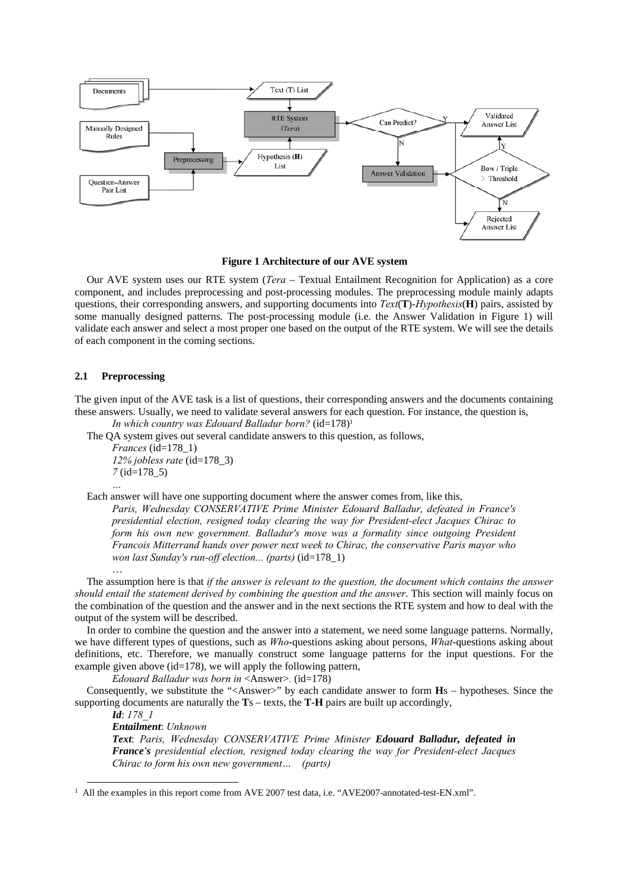Documents

Text (T) List

RTE System
(*Tera*)

Can Predict?

Y

Validated Answer List

Manually Designed Rules

N

Y

Preprocessing

Hypothesis (**H**) List

Answer Validation

Bow / Triple > Threshold

Question-Answer Pair List

N

Rejected Answer List

**Figure 1 Architecture of our AVE system**

Our AVE system uses our RTE system (*Tera* – Textual Entailment Recognition for Application) as a core component, and includes preprocessing and post-processing modules. The preprocessing module mainly adapts questions, their corresponding answers, and supporting documents into *Text*(**T**)-*Hypothesis*(**H**) pairs, assisted by some manually designed patterns. The post-processing module (i.e. the Answer Validation in Figure 1) will validate each answer and select a most proper one based on the output of the RTE system. We will see the details of each component in the coming sections.

### 2.1 Preprocessing

The given input of the AVE task is a list of questions, their corresponding answers and the documents containing these answers. Usually, we need to validate several answers for each question. For instance, the question is,

*In which country was Edouard Balladur born?* (id=178)[1]

The QA system gives out several candidate answers to this question, as follows,

*Frances* (id=178_1)
*12% jobless rate* (id=178_3)
*7* (id=178_5)
*...*

Each answer will have one supporting document where the answer comes from, like this,

*Paris, Wednesday CONSERVATIVE Prime Minister Edouard Balladur, defeated in France's presidential election, resigned today clearing the way for President-elect Jacques Chirac to form his own new government. Balladur's move was a formality since outgoing President Francois Mitterrand hands over power next week to Chirac, the conservative Paris mayor who won last Sunday's run-off election... (parts)* (id=178_1)

…

The assumption here is that *if the answer is relevant to the question, the document which contains the answer should entail the statement derived by combining the question and the answer*. This section will mainly focus on the combination of the question and the answer and in the next sections the RTE system and how to deal with the output of the system will be described.

In order to combine the question and the answer into a statement, we need some language patterns. Normally, we have different types of questions, such as *Who*-questions asking about persons, *What*-questions asking about definitions, etc. Therefore, we manually construct some language patterns for the input questions. For the example given above (id=178), we will apply the following pattern,

*Edouard Balladur was born in* <Answer>. (id=178)

Consequently, we substitute the "<Answer>" by each candidate answer to form **H**s – hypotheses. Since the supporting documents are naturally the **T**s – texts, the **T**-**H** pairs are built up accordingly,

***Id***: *178_1*
***Entailment***: *Unknown*
***Text***: *Paris, Wednesday CONSERVATIVE Prime Minister* ***Edouard Balladur, defeated in France's*** *presidential election, resigned today clearing the way for President-elect Jacques Chirac to form his own new government… (parts)*

[1] All the examples in this report come from AVE 2007 test data, i.e. "AVE2007-annotated-test-EN.xml".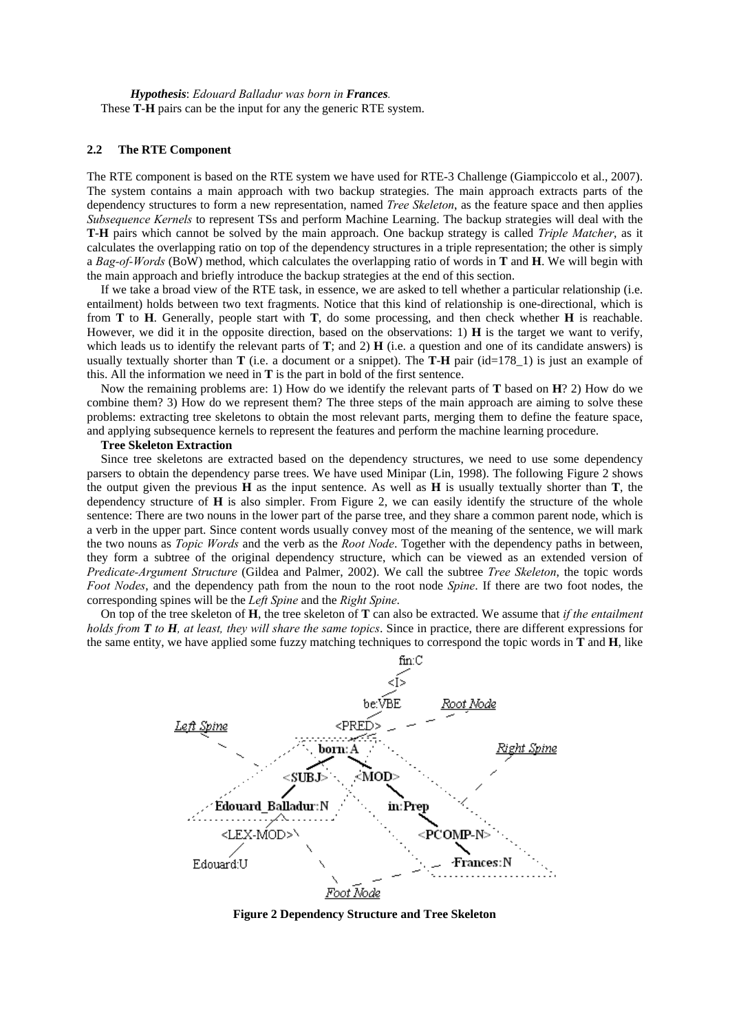*Hypothesis*: *Edouard Balladur was born in* ***Frances****.*

These **T**-**H** pairs can be the input for any the generic RTE system.

### 2.2 The RTE Component

The RTE component is based on the RTE system we have used for RTE-3 Challenge (Giampiccolo et al., 2007). The system contains a main approach with two backup strategies. The main approach extracts parts of the dependency structures to form a new representation, named *Tree Skeleton*, as the feature space and then applies *Subsequence Kernels* to represent TSs and perform Machine Learning. The backup strategies will deal with the **T**-**H** pairs which cannot be solved by the main approach. One backup strategy is called *Triple Matcher*, as it calculates the overlapping ratio on top of the dependency structures in a triple representation; the other is simply a *Bag-of-Words* (BoW) method, which calculates the overlapping ratio of words in **T** and **H**. We will begin with the main approach and briefly introduce the backup strategies at the end of this section.

If we take a broad view of the RTE task, in essence, we are asked to tell whether a particular relationship (i.e. entailment) holds between two text fragments. Notice that this kind of relationship is one-directional, which is from **T** to **H**. Generally, people start with **T**, do some processing, and then check whether **H** is reachable. However, we did it in the opposite direction, based on the observations: 1) **H** is the target we want to verify, which leads us to identify the relevant parts of **T**; and 2) **H** (i.e. a question and one of its candidate answers) is usually textually shorter than **T** (i.e. a document or a snippet). The **T**-**H** pair (id=178_1) is just an example of this. All the information we need in **T** is the part in bold of the first sentence.

Now the remaining problems are: 1) How do we identify the relevant parts of **T** based on **H**? 2) How do we combine them? 3) How do we represent them? The three steps of the main approach are aiming to solve these problems: extracting tree skeletons to obtain the most relevant parts, merging them to define the feature space, and applying subsequence kernels to represent the features and perform the machine learning procedure.

**Tree Skeleton Extraction**

Since tree skeletons are extracted based on the dependency structures, we need to use some dependency parsers to obtain the dependency parse trees. We have used Minipar (Lin, 1998). The following Figure 2 shows the output given the previous **H** as the input sentence. As well as **H** is usually textually shorter than **T**, the dependency structure of **H** is also simpler. From Figure 2, we can easily identify the structure of the whole sentence: There are two nouns in the lower part of the parse tree, and they share a common parent node, which is a verb in the upper part. Since content words usually convey most of the meaning of the sentence, we will mark the two nouns as *Topic Words* and the verb as the *Root Node*. Together with the dependency paths in between, they form a subtree of the original dependency structure, which can be viewed as an extended version of *Predicate-Argument Structure* (Gildea and Palmer, 2002). We call the subtree *Tree Skeleton*, the topic words *Foot Nodes*, and the dependency path from the noun to the root node *Spine*. If there are two foot nodes, the corresponding spines will be the *Left Spine* and the *Right Spine*.

On top of the tree skeleton of **H**, the tree skeleton of **T** can also be extracted. We assume that *if the entailment holds from* ***T*** *to* ***H****, at least, they will share the same topics*. Since in practice, there are different expressions for the same entity, we have applied some fuzzy matching techniques to correspond the topic words in **T** and **H**, like

fin:C
<I>
be:VBE
Root Node
<PRED>
Left Spine
born:A
Right Spine
<SUBJ>
<MOD>
Edouard_Balladur:N
in:Prep
<LEX-MOD>
<PCOMP-N>
Edouard:U
Frances:N
Foot Node

**Figure 2 Dependency Structure and Tree Skeleton**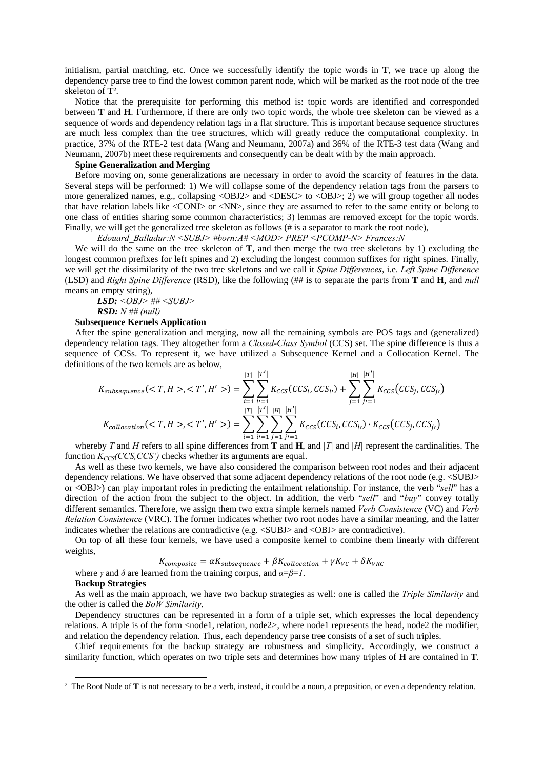initialism, partial matching, etc. Once we successfully identify the topic words in **T**, we trace up along the dependency parse tree to find the lowest common parent node, which will be marked as the root node of the tree skeleton of **T**[2].

Notice that the prerequisite for performing this method is: topic words are identified and corresponded between **T** and **H**. Furthermore, if there are only two topic words, the whole tree skeleton can be viewed as a sequence of words and dependency relation tags in a flat structure. This is important because sequence structures are much less complex than the tree structures, which will greatly reduce the computational complexity. In practice, 37% of the RTE-2 test data (Wang and Neumann, 2007a) and 36% of the RTE-3 test data (Wang and Neumann, 2007b) meet these requirements and consequently can be dealt with by the main approach.

**Spine Generalization and Merging**

Before moving on, some generalizations are necessary in order to avoid the scarcity of features in the data. Several steps will be performed: 1) We will collapse some of the dependency relation tags from the parsers to more generalized names, e.g., collapsing <OBJ2> and <DESC> to <OBJ>; 2) we will group together all nodes that have relation labels like <CONJ> or <NN>, since they are assumed to refer to the same entity or belong to one class of entities sharing some common characteristics; 3) lemmas are removed except for the topic words. Finally, we will get the generalized tree skeleton as follows (# is a separator to mark the root node),

*Edouard_Balladur:N <SUBJ> #born:A# <MOD> PREP <PCOMP-N> Frances:N*

We will do the same on the tree skeleton of **T**, and then merge the two tree skeletons by 1) excluding the longest common prefixes for left spines and 2) excluding the longest common suffixes for right spines. Finally, we will get the dissimilarity of the two tree skeletons and we call it *Spine Differences*, i.e. *Left Spine Difference* (LSD) and *Right Spine Difference* (RSD), like the following (## is to separate the parts from **T** and **H**, and *null* means an empty string),

***LSD:*** *<OBJ> ## <SUBJ>*

***RSD:*** *N ## (null)*

**Subsequence Kernels Application**

After the spine generalization and merging, now all the remaining symbols are POS tags and (generalized) dependency relation tags. They altogether form a *Closed-Class Symbol* (CCS) set. The spine difference is thus a sequence of CCSs. To represent it, we have utilized a Subsequence Kernel and a Collocation Kernel. The definitions of the two kernels are as below,

$$K_{subsequence}(<T,H>,<T',H'>) = \sum_{i=1}^{|T|}\sum_{i'=1}^{|T'|} K_{CCS}(CCS_i, CCS_{i'}) + \sum_{j=1}^{|H|}\sum_{j'=1}^{|H'|} K_{CCS}(CCS_j, CCS_{j'})$$

$$K_{collocation}(<T,H>,<T',H'>) = \sum_{i=1}^{|T|}\sum_{i'=1}^{|T'|}\sum_{j=1}^{|H|}\sum_{j'=1}^{|H'|} K_{CCS}(CCS_i, CCS_{i'}) \cdot K_{CCS}(CCS_j, CCS_{j'})$$

whereby *T* and *H* refers to all spine differences from **T** and **H**, and $|T|$ and $|H|$ represent the cardinalities. The function $K_{CCS}(CCS, CCS')$ checks whether its arguments are equal.

As well as these two kernels, we have also considered the comparison between root nodes and their adjacent dependency relations. We have observed that some adjacent dependency relations of the root node (e.g. <SUBJ> or <OBJ>) can play important roles in predicting the entailment relationship. For instance, the verb "*sell*" has a direction of the action from the subject to the object. In addition, the verb "*sell*" and "*buy*" convey totally different semantics. Therefore, we assign them two extra simple kernels named *Verb Consistence* (VC) and *Verb Relation Consistence* (VRC). The former indicates whether two root nodes have a similar meaning, and the latter indicates whether the relations are contradictive (e.g. <SUBJ> and <OBJ> are contradictive).

On top of all these four kernels, we have used a composite kernel to combine them linearly with different weights,

$$K_{composite} = \alpha K_{subsequence} + \beta K_{collocation} + \gamma K_{VC} + \delta K_{VRC}$$

where $\gamma$ and $\delta$ are learned from the training corpus, and $\alpha=\beta=1$.

**Backup Strategies**

As well as the main approach, we have two backup strategies as well: one is called the *Triple Similarity* and the other is called the *BoW Similarity*.

Dependency structures can be represented in a form of a triple set, which expresses the local dependency relations. A triple is of the form <node1, relation, node2>, where node1 represents the head, node2 the modifier, and relation the dependency relation. Thus, each dependency parse tree consists of a set of such triples.

Chief requirements for the backup strategy are robustness and simplicity. Accordingly, we construct a similarity function, which operates on two triple sets and determines how many triples of **H** are contained in **T**.

---

[2] The Root Node of **T** is not necessary to be a verb, instead, it could be a noun, a preposition, or even a dependency relation.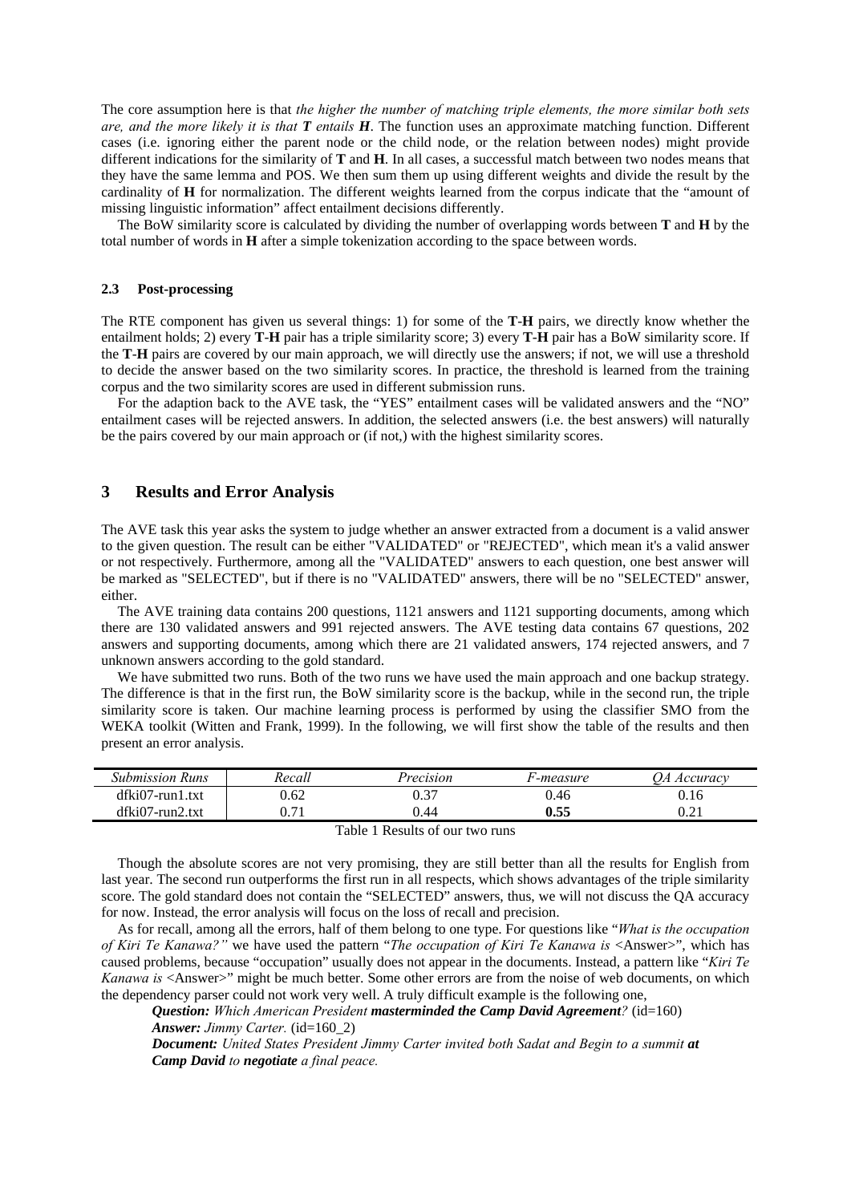The core assumption here is that *the higher the number of matching triple elements, the more similar both sets are, and the more likely it is that **T** entails **H***. The function uses an approximate matching function. Different cases (i.e. ignoring either the parent node or the child node, or the relation between nodes) might provide different indications for the similarity of **T** and **H**. In all cases, a successful match between two nodes means that they have the same lemma and POS. We then sum them up using different weights and divide the result by the cardinality of **H** for normalization. The different weights learned from the corpus indicate that the "amount of missing linguistic information" affect entailment decisions differently.

The BoW similarity score is calculated by dividing the number of overlapping words between **T** and **H** by the total number of words in **H** after a simple tokenization according to the space between words.

### 2.3 Post-processing

The RTE component has given us several things: 1) for some of the **T**-**H** pairs, we directly know whether the entailment holds; 2) every **T**-**H** pair has a triple similarity score; 3) every **T**-**H** pair has a BoW similarity score. If the **T**-**H** pairs are covered by our main approach, we will directly use the answers; if not, we will use a threshold to decide the answer based on the two similarity scores. In practice, the threshold is learned from the training corpus and the two similarity scores are used in different submission runs.

For the adaption back to the AVE task, the "YES" entailment cases will be validated answers and the "NO" entailment cases will be rejected answers. In addition, the selected answers (i.e. the best answers) will naturally be the pairs covered by our main approach or (if not,) with the highest similarity scores.

## 3 Results and Error Analysis

The AVE task this year asks the system to judge whether an answer extracted from a document is a valid answer to the given question. The result can be either "VALIDATED" or "REJECTED", which mean it's a valid answer or not respectively. Furthermore, among all the "VALIDATED" answers to each question, one best answer will be marked as "SELECTED", but if there is no "VALIDATED" answers, there will be no "SELECTED" answer, either.

The AVE training data contains 200 questions, 1121 answers and 1121 supporting documents, among which there are 130 validated answers and 991 rejected answers. The AVE testing data contains 67 questions, 202 answers and supporting documents, among which there are 21 validated answers, 174 rejected answers, and 7 unknown answers according to the gold standard.

We have submitted two runs. Both of the two runs we have used the main approach and one backup strategy. The difference is that in the first run, the BoW similarity score is the backup, while in the second run, the triple similarity score is taken. Our machine learning process is performed by using the classifier SMO from the WEKA toolkit (Witten and Frank, 1999). In the following, we will first show the table of the results and then present an error analysis.

| *Submission Runs* | *Recall* | *Precision* | *F-measure* | *QA Accuracy* |
|---|---|---|---|---|
| dfki07-run1.txt | 0.62 | 0.37 | 0.46 | 0.16 |
| dfki07-run2.txt | 0.71 | 0.44 | **0.55** | 0.21 |

Table 1 Results of our two runs

Though the absolute scores are not very promising, they are still better than all the results for English from last year. The second run outperforms the first run in all respects, which shows advantages of the triple similarity score. The gold standard does not contain the "SELECTED" answers, thus, we will not discuss the QA accuracy for now. Instead, the error analysis will focus on the loss of recall and precision.

As for recall, among all the errors, half of them belong to one type. For questions like "*What is the occupation of Kiri Te Kanawa?"* we have used the pattern "*The occupation of Kiri Te Kanawa is* <Answer>", which has caused problems, because "occupation" usually does not appear in the documents. Instead, a pattern like "*Kiri Te Kanawa is* <Answer>" might be much better. Some other errors are from the noise of web documents, on which the dependency parser could not work very well. A truly difficult example is the following one,

> ***Question:*** *Which American President* ***masterminded the Camp David Agreement****?* (id=160)
> ***Answer:*** *Jimmy Carter.* (id=160_2)
> ***Document:*** *United States President Jimmy Carter invited both Sadat and Begin to a summit* ***at Camp David*** *to* ***negotiate*** *a final peace.*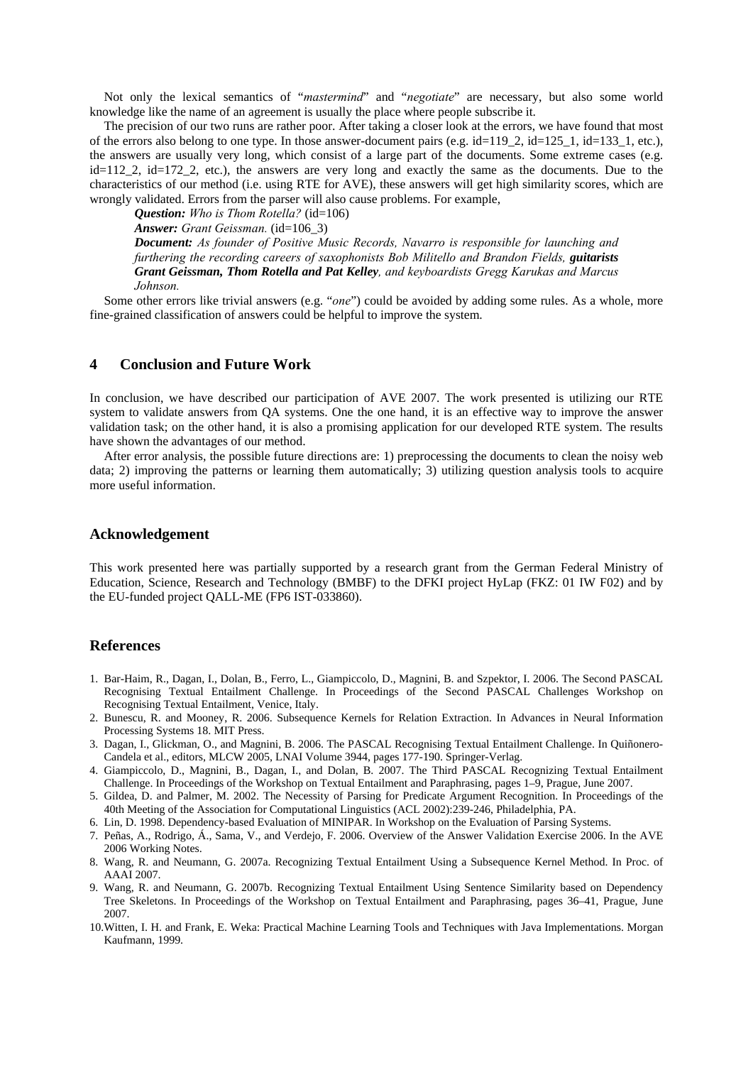Not only the lexical semantics of "*mastermind*" and "*negotiate*" are necessary, but also some world knowledge like the name of an agreement is usually the place where people subscribe it.

The precision of our two runs are rather poor. After taking a closer look at the errors, we have found that most of the errors also belong to one type. In those answer-document pairs (e.g. id=119_2, id=125_1, id=133_1, etc.), the answers are usually very long, which consist of a large part of the documents. Some extreme cases (e.g. id=112_2, id=172_2, etc.), the answers are very long and exactly the same as the documents. Due to the characteristics of our method (i.e. using RTE for AVE), these answers will get high similarity scores, which are wrongly validated. Errors from the parser will also cause problems. For example,

> ***Question:*** *Who is Thom Rotella?* (id=106)
>
> ***Answer:*** *Grant Geissman.* (id=106_3)
>
> ***Document:*** *As founder of Positive Music Records, Navarro is responsible for launching and furthering the recording careers of saxophonists Bob Militello and Brandon Fields,* ***guitarists Grant Geissman, Thom Rotella and Pat Kelley****, and keyboardists Gregg Karukas and Marcus Johnson.*

Some other errors like trivial answers (e.g. "*one*") could be avoided by adding some rules. As a whole, more fine-grained classification of answers could be helpful to improve the system.

## 4 Conclusion and Future Work

In conclusion, we have described our participation of AVE 2007. The work presented is utilizing our RTE system to validate answers from QA systems. One the one hand, it is an effective way to improve the answer validation task; on the other hand, it is also a promising application for our developed RTE system. The results have shown the advantages of our method.

After error analysis, the possible future directions are: 1) preprocessing the documents to clean the noisy web data; 2) improving the patterns or learning them automatically; 3) utilizing question analysis tools to acquire more useful information.

## Acknowledgement

This work presented here was partially supported by a research grant from the German Federal Ministry of Education, Science, Research and Technology (BMBF) to the DFKI project HyLap (FKZ: 01 IW F02) and by the EU-funded project QALL-ME (FP6 IST-033860).

## References

1. Bar-Haim, R., Dagan, I., Dolan, B., Ferro, L., Giampiccolo, D., Magnini, B. and Szpektor, I. 2006. The Second PASCAL Recognising Textual Entailment Challenge. In Proceedings of the Second PASCAL Challenges Workshop on Recognising Textual Entailment, Venice, Italy.
2. Bunescu, R. and Mooney, R. 2006. Subsequence Kernels for Relation Extraction. In Advances in Neural Information Processing Systems 18. MIT Press.
3. Dagan, I., Glickman, O., and Magnini, B. 2006. The PASCAL Recognising Textual Entailment Challenge. In Quiñonero-Candela et al., editors, MLCW 2005, LNAI Volume 3944, pages 177-190. Springer-Verlag.
4. Giampiccolo, D., Magnini, B., Dagan, I., and Dolan, B. 2007. The Third PASCAL Recognizing Textual Entailment Challenge. In Proceedings of the Workshop on Textual Entailment and Paraphrasing, pages 1–9, Prague, June 2007.
5. Gildea, D. and Palmer, M. 2002. The Necessity of Parsing for Predicate Argument Recognition. In Proceedings of the 40th Meeting of the Association for Computational Linguistics (ACL 2002):239-246, Philadelphia, PA.
6. Lin, D. 1998. Dependency-based Evaluation of MINIPAR. In Workshop on the Evaluation of Parsing Systems.
7. Peñas, A., Rodrigo, Á., Sama, V., and Verdejo, F. 2006. Overview of the Answer Validation Exercise 2006. In the AVE 2006 Working Notes.
8. Wang, R. and Neumann, G. 2007a. Recognizing Textual Entailment Using a Subsequence Kernel Method. In Proc. of AAAI 2007.
9. Wang, R. and Neumann, G. 2007b. Recognizing Textual Entailment Using Sentence Similarity based on Dependency Tree Skeletons. In Proceedings of the Workshop on Textual Entailment and Paraphrasing, pages 36–41, Prague, June 2007.
10. Witten, I. H. and Frank, E. Weka: Practical Machine Learning Tools and Techniques with Java Implementations. Morgan Kaufmann, 1999.